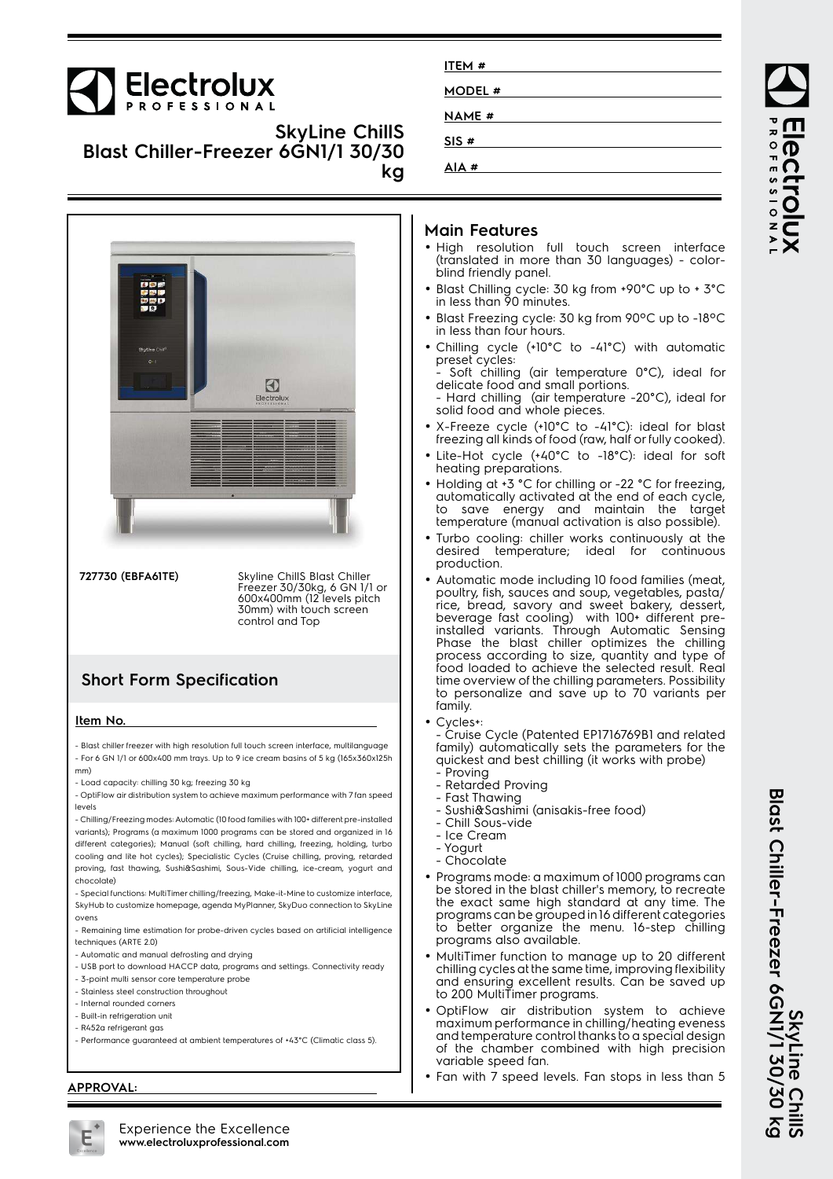# Electrolux PROFESSIONAL

## SkyLine ChillS Blast Chiller-Freezer 6GN1/1 30/30 kg

ITEM #

MODEL #

NAME #

SIS #

AIA #

**727730 (EBFA61TE)** Skyline ChillS Blast Chiller Freezer 30/30kg, 6 GN 1/1 or 600x400mm (12 levels pitch 30mm) with touch screen control and Top

## Short Form Specification

**Item No.**

- Blast chiller freezer with high resolution full touch screen interface, multilanguage
- For 6 GN 1/1 or 600x400 mm trays. Up to 9 ice cream basins of 5 kg (165x360x125h mm)
- Load capacity: chilling 30 kg; freezing 30 kg
- OptiFlow air distribution system to achieve maximum performance with 7 fan speed levels
- Chilling/Freezing modes: Automatic (10 food families with 100+ different pre-installed variants); Programs (a maximum 1000 programs can be stored and organized in 16 different categories); Manual (soft chilling, hard chilling, freezing, holding, turbo cooling and lite hot cycles); Specialistic Cycles (Cruise chilling, proving, retarded proving, fast thawing, Sushi&Sashimi, Sous-Vide chilling, ice-cream, yogurt and chocolate)
- Special functions: MultiTimer chilling/freezing, Make-it-Mine to customize interface, SkyHub to customize homepage, agenda MyPlanner, SkyDuo connection to SkyLine ovens
- Remaining time estimation for probe-driven cycles based on artificial intelligence techniques (ARTE 2.0)
- Automatic and manual defrosting and drying
- USB port to download HACCP data, programs and settings. Connectivity ready
- 3-point multi sensor core temperature probe
- Stainless steel construction throughout
- Internal rounded corners
- Built-in refrigeration unit
- R452a refrigerant gas
- Performance guaranteed at ambient temperatures of +43°C (Climatic class 5).

**APPROVAL:**

## Main Features

- High resolution full touch screen interface (translated in more than 30 languages) - color-blind friendly panel.
- Blast Chilling cycle: 30 kg from +90°C up to + 3°C in less than 90 minutes.
- Blast Freezing cycle: 30 kg from 90°C up to -18°C in less than four hours.
- Chilling cycle (+10°C to -41°C) with automatic preset cycles:
  - Soft chilling (air temperature 0°C), ideal for delicate food and small portions.
  - Hard chilling (air temperature -20°C), ideal for solid food and whole pieces.
- X-Freeze cycle (+10°C to -41°C): ideal for blast freezing all kinds of food (raw, half or fully cooked).
- Lite-Hot cycle (+40°C to -18°C): ideal for soft heating preparations.
- Holding at +3 °C for chilling or -22 °C for freezing, automatically activated at the end of each cycle, to save energy and maintain the target temperature (manual activation is also possible).
- Turbo cooling: chiller works continuously at the desired temperature; ideal for continuous production.
- Automatic mode including 10 food families (meat, poultry, fish, sauces and soup, vegetables, pasta/rice, bread, savory and sweet bakery, dessert, beverage fast cooling) with 100+ different pre-installed variants. Through Automatic Sensing Phase the blast chiller optimizes the chilling process according to size, quantity and type of food loaded to achieve the selected result. Real time overview of the chilling parameters. Possibility to personalize and save up to 70 variants per family.
- Cycles+:
  - Cruise Cycle (Patented EP1716769B1 and related family) automatically sets the parameters for the quickest and best chilling (it works with probe)
  - Proving
  - Retarded Proving
  - Fast Thawing
  - Sushi&Sashimi (anisakis-free food)
  - Chill Sous-vide
  - Ice Cream
  - Yogurt
  - Chocolate
- Programs mode: a maximum of 1000 programs can be stored in the blast chiller's memory, to recreate the exact same high standard at any time. The programs can be grouped in 16 different categories to better organize the menu. 16-step chilling programs also available.
- MultiTimer function to manage up to 20 different chilling cycles at the same time, improving flexibility and ensuring excellent results. Can be saved up to 200 MultiTimer programs.
- OptiFlow air distribution system to achieve maximum performance in chilling/heating eveness and temperature control thanks to a special design of the chamber combined with high precision variable speed fan.
- Fan with 7 speed levels. Fan stops in less than 5

Experience the Excellence
**www.electroluxprofessional.com**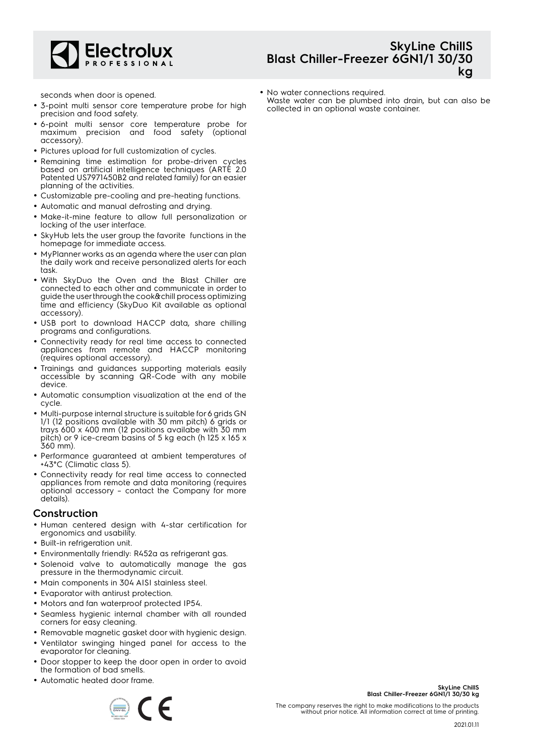seconds when door is opened.

- 3-point multi sensor core temperature probe for high precision and food safety.
- 6-point multi sensor core temperature probe for maximum precision and food safety (optional accessory).
- Pictures upload for full customization of cycles.
- Remaining time estimation for probe-driven cycles based on artificial intelligence techniques (ARTE 2.0 Patented US7971450B2 and related family) for an easier planning of the activities.
- Customizable pre-cooling and pre-heating functions.
- Automatic and manual defrosting and drying.
- Make-it-mine feature to allow full personalization or locking of the user interface.
- SkyHub lets the user group the favorite functions in the homepage for immediate access.
- MyPlanner works as an agenda where the user can plan the daily work and receive personalized alerts for each task.
- With SkyDuo the Oven and the Blast Chiller are connected to each other and communicate in order to guide the user through the cook&chill process optimizing time and efficiency (SkyDuo Kit available as optional accessory).
- USB port to download HACCP data, share chilling programs and configurations.
- Connectivity ready for real time access to connected appliances from remote and HACCP monitoring (requires optional accessory).
- Trainings and guidances supporting materials easily accessible by scanning QR-Code with any mobile device.
- Automatic consumption visualization at the end of the cycle.
- Multi-purpose internal structure is suitable for 6 grids GN 1/1 (12 positions available with 30 mm pitch) 6 grids or trays 600 x 400 mm (12 positions availabe with 30 mm pitch) or 9 ice-cream basins of 5 kg each (h 125 x 165 x 360 mm).
- Performance guaranteed at ambient temperatures of +43°C (Climatic class 5).
- Connectivity ready for real time access to connected appliances from remote and data monitoring (requires optional accessory - contact the Company for more details).

## Construction

- Human centered design with 4-star certification for ergonomics and usability.
- Built-in refrigeration unit.
- Environmentally friendly: R452a as refrigerant gas.
- Solenoid valve to automatically manage the gas pressure in the thermodynamic circuit.
- Main components in 304 AISI stainless steel.
- Evaporator with antirust protection.
- Motors and fan waterproof protected IP54.
- Seamless hygienic internal chamber with all rounded corners for easy cleaning.
- Removable magnetic gasket door with hygienic design.
- Ventilator swinging hinged panel for access to the evaporator for cleaning.
- Door stopper to keep the door open in order to avoid the formation of bad smells.
- Automatic heated door frame.
- No water connections required.
  Waste water can be plumbed into drain, but can also be collected in an optional waste container.

The company reserves the right to make modifications to the products without prior notice. All information correct at time of printing.

2021.01.11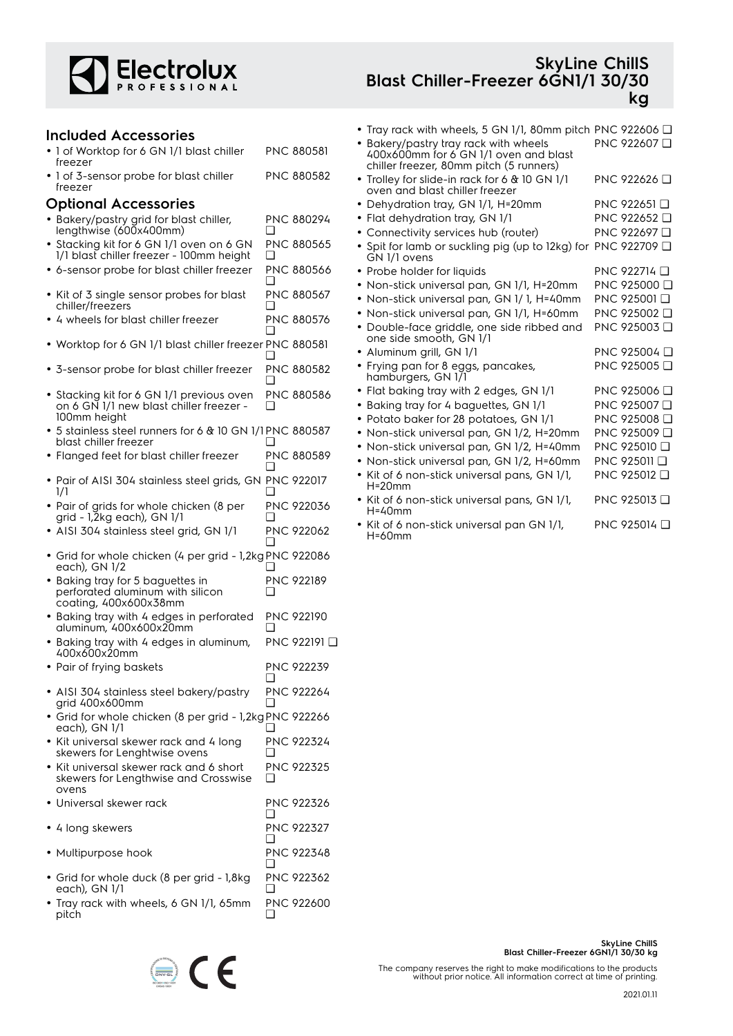## Included Accessories

- 1 of Worktop for 6 GN 1/1 blast chiller freezer PNC 880581
- 1 of 3-sensor probe for blast chiller freezer PNC 880582

## Optional Accessories

- Bakery/pastry grid for blast chiller, lengthwise (600x400mm) PNC 880294 ❑
- Stacking kit for 6 GN 1/1 oven on 6 GN 1/1 blast chiller freezer - 100mm height PNC 880565 ❑
- 6-sensor probe for blast chiller freezer PNC 880566 ❑
- Kit of 3 single sensor probes for blast chiller/freezers PNC 880567 ❑
- 4 wheels for blast chiller freezer PNC 880576 ❑
- Worktop for 6 GN 1/1 blast chiller freezer PNC 880581 ❑
- 3-sensor probe for blast chiller freezer PNC 880582 ❑
- Stacking kit for 6 GN 1/1 previous oven on 6 GN 1/1 new blast chiller freezer - 100mm height PNC 880586 ❑
- 5 stainless steel runners for 6 & 10 GN 1/1 blast chiller freezer PNC 880587 ❑
- Flanged feet for blast chiller freezer PNC 880589 ❑
- Pair of AISI 304 stainless steel grids, GN 1/1 PNC 922017 ❑
- Pair of grids for whole chicken (8 per grid - 1,2kg each), GN 1/1 PNC 922036 ❑
- AISI 304 stainless steel grid, GN 1/1 PNC 922062 ❑
- Grid for whole chicken (4 per grid - 1,2kg each), GN 1/2 PNC 922086 ❑
- Baking tray for 5 baguettes in perforated aluminum with silicon coating, 400x600x38mm PNC 922189 ❑
- Baking tray with 4 edges in perforated aluminum, 400x600x20mm PNC 922190 ❑
- Baking tray with 4 edges in aluminum, 400x600x20mm PNC 922191 ❑
- Pair of frying baskets PNC 922239 ❑
- AISI 304 stainless steel bakery/pastry grid 400x600mm PNC 922264 ❑
- Grid for whole chicken (8 per grid - 1,2kg each), GN 1/1 PNC 922266 ❑
- Kit universal skewer rack and 4 long skewers for Lenghtwise ovens PNC 922324 ❑
- Kit universal skewer rack and 6 short skewers for Lengthwise and Crosswise ovens PNC 922325 ❑
- Universal skewer rack PNC 922326 ❑
- 4 long skewers PNC 922327 ❑
- Multipurpose hook PNC 922348 ❑
- Grid for whole duck (8 per grid - 1,8kg each), GN 1/1 PNC 922362 ❑
- Tray rack with wheels, 6 GN 1/1, 65mm pitch PNC 922600 ❑
- Tray rack with wheels, 5 GN 1/1, 80mm pitch PNC 922606 ❑
- Bakery/pastry tray rack with wheels 400x600mm for 6 GN 1/1 oven and blast chiller freezer, 80mm pitch (5 runners) PNC 922607 ❑
- Trolley for slide-in rack for 6 & 10 GN 1/1 oven and blast chiller freezer PNC 922626 ❑
- Dehydration tray, GN 1/1, H=20mm PNC 922651 ❑
- Flat dehydration tray, GN 1/1 PNC 922652 ❑
- Connectivity services hub (router) PNC 922697 ❑
- Spit for lamb or suckling pig (up to 12kg) for GN 1/1 ovens PNC 922709 ❑
- Probe holder for liquids PNC 922714 ❑
- Non-stick universal pan, GN 1/1, H=20mm PNC 925000 ❑
- Non-stick universal pan, GN 1/ 1, H=40mm PNC 925001 ❑
- Non-stick universal pan, GN 1/1, H=60mm PNC 925002 ❑
- Double-face griddle, one side ribbed and one side smooth, GN 1/1 PNC 925003 ❑
- Aluminum grill, GN 1/1 PNC 925004 ❑
- Frying pan for 8 eggs, pancakes, hamburgers, GN 1/1 PNC 925005 ❑
- Flat baking tray with 2 edges, GN 1/1 PNC 925006 ❑
- Baking tray for 4 baguettes, GN 1/1 PNC 925007 ❑
- Potato baker for 28 potatoes, GN 1/1 PNC 925008 ❑
- Non-stick universal pan, GN 1/2, H=20mm PNC 925009 ❑
- Non-stick universal pan, GN 1/2, H=40mm PNC 925010 ❑
- Non-stick universal pan, GN 1/2, H=60mm PNC 925011 ❑
- Kit of 6 non-stick universal pans, GN 1/1, H=20mm PNC 925012 ❑
- Kit of 6 non-stick universal pans, GN 1/1, H=40mm PNC 925013 ❑
- Kit of 6 non-stick universal pan GN 1/1, H=60mm PNC 925014 ❑

The company reserves the right to make modifications to the products without prior notice. All information correct at time of printing.

2021.01.11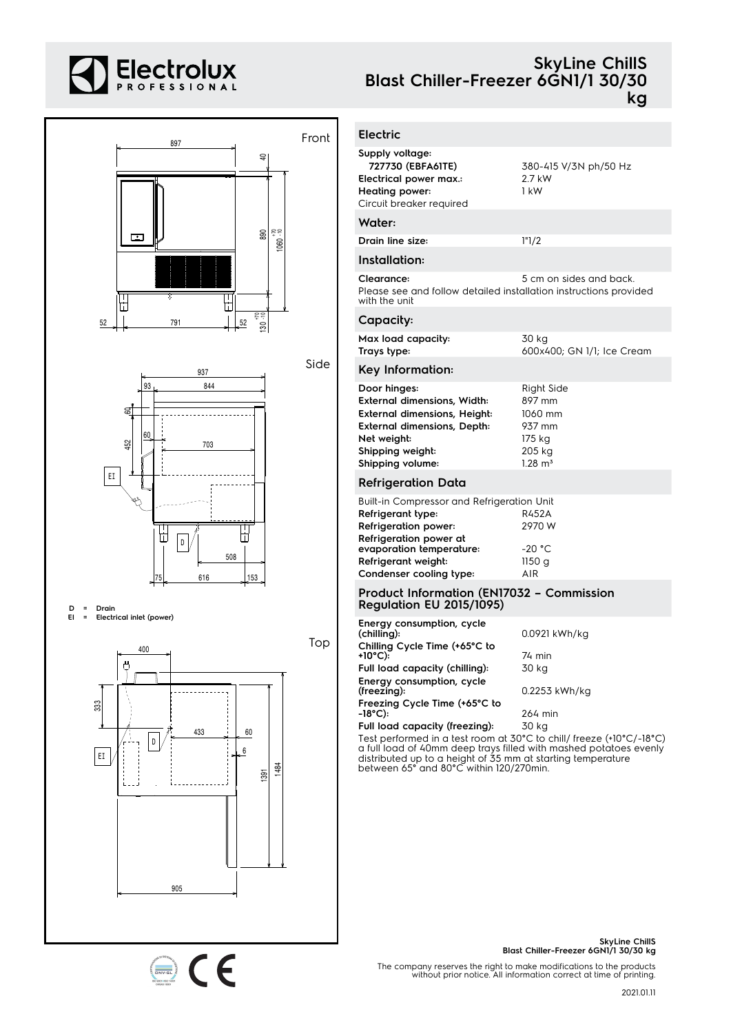# SkyLine ChillS
## Blast Chiller-Freezer 6GN1/1 30/30 kg

Front

897
40
890
1060 +70 -10
52
791
52
130 +70 -10

Side

937
93
844
60
452
60
703
EI
D
508
75
616
153

D = Drain
EI = Electrical inlet (power)

Top

400
333
433
60
6
EI
D
1391
1484
905

### Electric

| | |
|---|---|
| **Supply voltage:** | |
| **727730 (EBFA61TE)** | 380-415 V/3N ph/50 Hz |
| **Electrical power max.:** | 2.7 kW |
| **Heating power:** | 1 kW |
| Circuit breaker required | |

### Water:

| | |
|---|---|
| **Drain line size:** | 1"1/2 |

### Installation:

| | |
|---|---|
| **Clearance:** | 5 cm on sides and back. |

Please see and follow detailed installation instructions provided with the unit

### Capacity:

| | |
|---|---|
| **Max load capacity:** | 30 kg |
| **Trays type:** | 600x400; GN 1/1; Ice Cream |

### Key Information:

| | |
|---|---|
| **Door hinges:** | Right Side |
| **External dimensions, Width:** | 897 mm |
| **External dimensions, Height:** | 1060 mm |
| **External dimensions, Depth:** | 937 mm |
| **Net weight:** | 175 kg |
| **Shipping weight:** | 205 kg |
| **Shipping volume:** | 1.28 m³ |

### Refrigeration Data

| | |
|---|---|
| Built-in Compressor and Refrigeration Unit | |
| **Refrigerant type:** | R452A |
| **Refrigeration power:** | 2970 W |
| **Refrigeration power at evaporation temperature:** | -20 °C |
| **Refrigerant weight:** | 1150 g |
| **Condenser cooling type:** | AIR |

### Product Information (EN17032 - Commission Regulation EU 2015/1095)

| | |
|---|---|
| **Energy consumption, cycle (chilling):** | 0.0921 kWh/kg |
| **Chilling Cycle Time (+65°C to +10°C):** | 74 min |
| **Full load capacity (chilling):** | 30 kg |
| **Energy consumption, cycle (freezing):** | 0.2253 kWh/kg |
| **Freezing Cycle Time (+65°C to -18°C):** | 264 min |
| **Full load capacity (freezing):** | 30 kg |

Test performed in a test room at 30°C to chill/ freeze (+10°C/-18°C) a full load of 40mm deep trays filled with mashed potatoes evenly distributed up to a height of 35 mm at starting temperature between 65° and 80°C within 120/270min.

The company reserves the right to make modifications to the products without prior notice. All information correct at time of printing.

2021.01.11